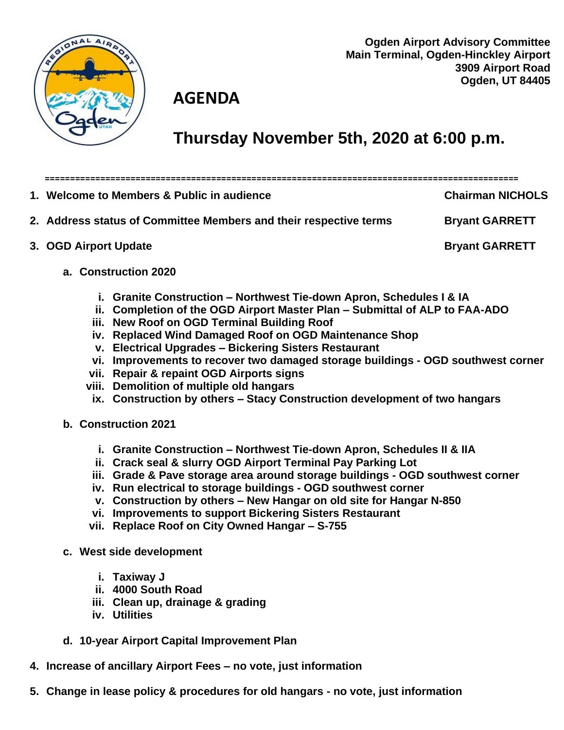**Ogden Airport Advisory Committee**
**Main Terminal, Ogden-Hinckley Airport**
**3909 Airport Road**
**Ogden, UT 84405**

# AGENDA

## Thursday November 5th, 2020 at 6:00 p.m.

==========================================================================================

1. **Welcome to Members & Public in audience** — **Chairman NICHOLS**
2. **Address status of Committee Members and their respective terms** — **Bryant GARRETT**
3. **OGD Airport Update** — **Bryant GARRETT**
   a. **Construction 2020**
      i. **Granite Construction – Northwest Tie-down Apron, Schedules I & IA**
      ii. **Completion of the OGD Airport Master Plan – Submittal of ALP to FAA-ADO**
      iii. **New Roof on OGD Terminal Building Roof**
      iv. **Replaced Wind Damaged Roof on OGD Maintenance Shop**
      v. **Electrical Upgrades – Bickering Sisters Restaurant**
      vi. **Improvements to recover two damaged storage buildings - OGD southwest corner**
      vii. **Repair & repaint OGD Airports signs**
      viii. **Demolition of multiple old hangars**
      ix. **Construction by others – Stacy Construction development of two hangars**

   b. **Construction 2021**
      i. **Granite Construction – Northwest Tie-down Apron, Schedules II & IIA**
      ii. **Crack seal & slurry OGD Airport Terminal Pay Parking Lot**
      iii. **Grade & Pave storage area around storage buildings - OGD southwest corner**
      iv. **Run electrical to storage buildings - OGD southwest corner**
      v. **Construction by others – New Hangar on old site for Hangar N-850**
      vi. **Improvements to support Bickering Sisters Restaurant**
      vii. **Replace Roof on City Owned Hangar – S-755**

   c. **West side development**
      i. **Taxiway J**
      ii. **4000 South Road**
      iii. **Clean up, drainage & grading**
      iv. **Utilities**

   d. **10-year Airport Capital Improvement Plan**

4. **Increase of ancillary Airport Fees – no vote, just information**
5. **Change in lease policy & procedures for old hangars - no vote, just information**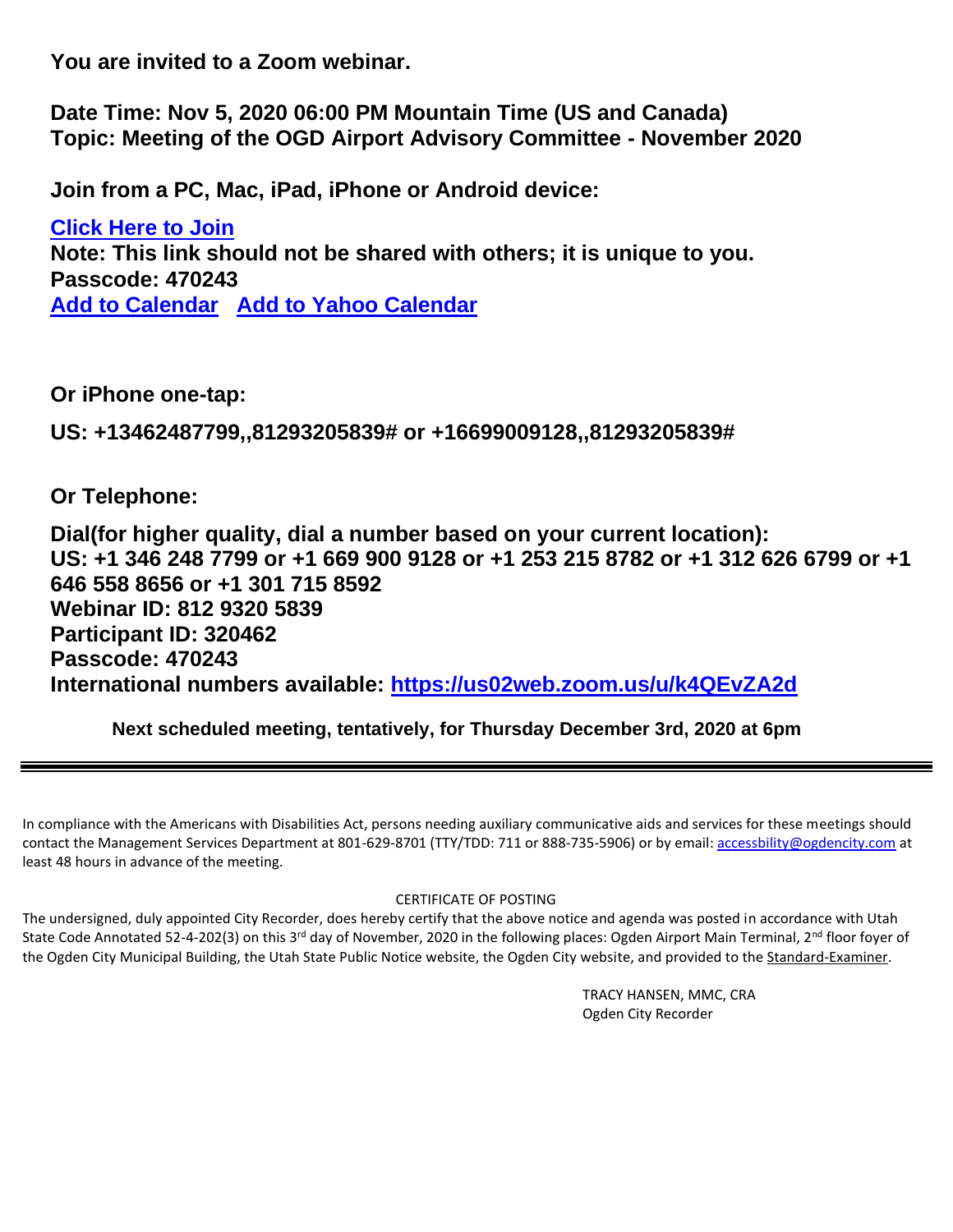**You are invited to a Zoom webinar.**

**Date Time: Nov 5, 2020 06:00 PM Mountain Time (US and Canada)**
**Topic: Meeting of the OGD Airport Advisory Committee - November 2020**

**Join from a PC, Mac, iPad, iPhone or Android device:**

**Click Here to Join**
**Note: This link should not be shared with others; it is unique to you.**
**Passcode: 470243**
**Add to Calendar** **Add to Yahoo Calendar**

**Or iPhone one-tap:**

**US: +13462487799,,81293205839# or +16699009128,,81293205839#**

**Or Telephone:**

**Dial(for higher quality, dial a number based on your current location):**
**US: +1 346 248 7799 or +1 669 900 9128 or +1 253 215 8782 or +1 312 626 6799 or +1 646 558 8656 or +1 301 715 8592**
**Webinar ID: 812 9320 5839**
**Participant ID: 320462**
**Passcode: 470243**
**International numbers available: https://us02web.zoom.us/u/k4QEvZA2d**

**Next scheduled meeting, tentatively, for Thursday December 3rd, 2020 at 6pm**

---

In compliance with the Americans with Disabilities Act, persons needing auxiliary communicative aids and services for these meetings should contact the Management Services Department at 801-629-8701 (TTY/TDD: 711 or 888-735-5906) or by email: accessbility@ogdencity.com at least 48 hours in advance of the meeting.

CERTIFICATE OF POSTING

The undersigned, duly appointed City Recorder, does hereby certify that the above notice and agenda was posted in accordance with Utah State Code Annotated 52-4-202(3) on this 3rd day of November, 2020 in the following places: Ogden Airport Main Terminal, 2nd floor foyer of the Ogden City Municipal Building, the Utah State Public Notice website, the Ogden City website, and provided to the Standard-Examiner.

TRACY HANSEN, MMC, CRA
Ogden City Recorder